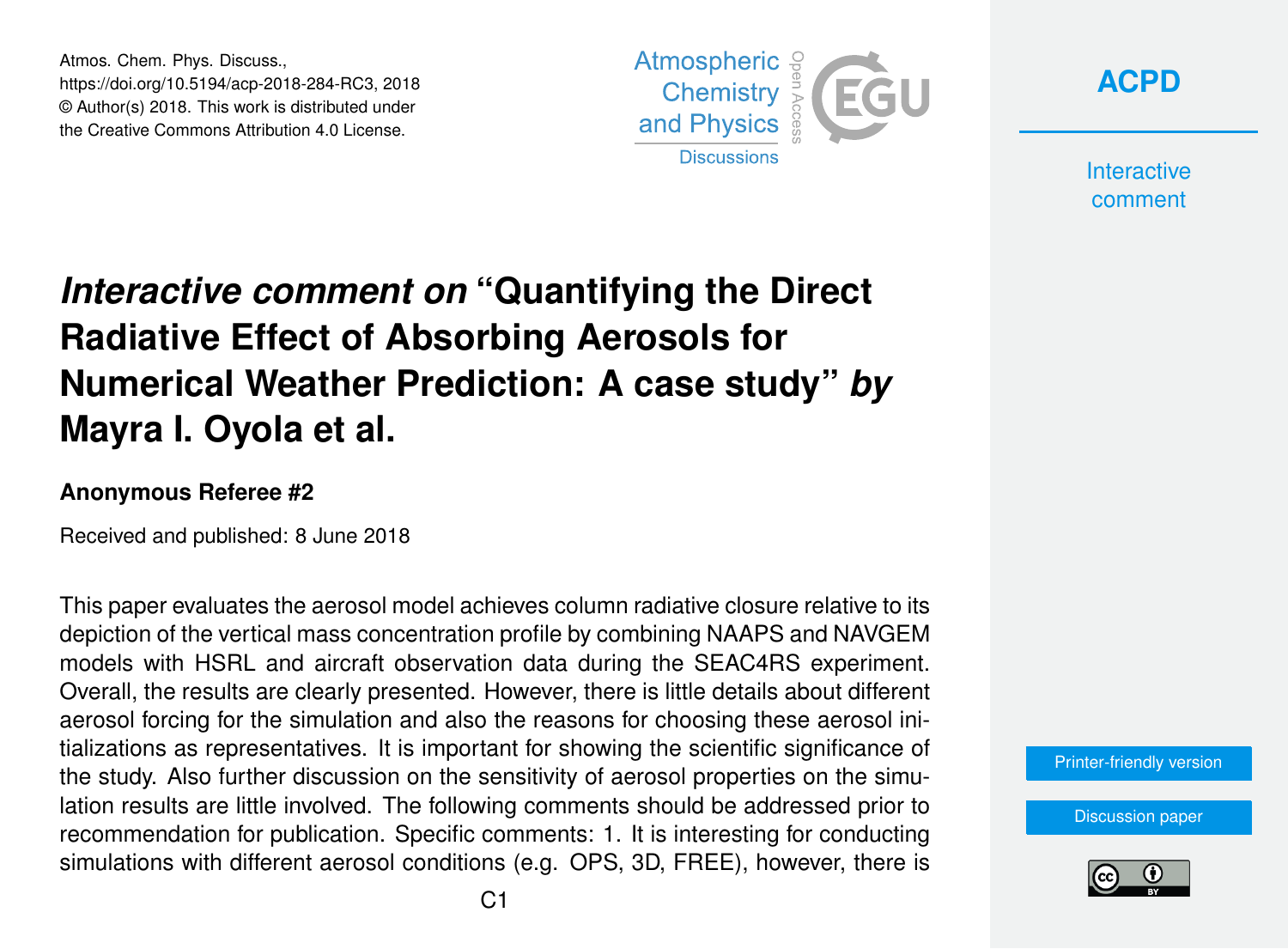Atmos. Chem. Phys. Discuss.,
https://doi.org/10.5194/acp-2018-284-RC3, 2018
© Author(s) 2018. This work is distributed under
the Creative Commons Attribution 4.0 License.

# *Interactive comment on* "Quantifying the Direct Radiative Effect of Absorbing Aerosols for Numerical Weather Prediction: A case study" *by* Mayra I. Oyola et al.

### Anonymous Referee #2

Received and published: 8 June 2018

This paper evaluates the aerosol model achieves column radiative closure relative to its depiction of the vertical mass concentration profile by combining NAAPS and NAVGEM models with HSRL and aircraft observation data during the SEAC4RS experiment. Overall, the results are clearly presented. However, there is little details about different aerosol forcing for the simulation and also the reasons for choosing these aerosol initializations as representatives. It is important for showing the scientific significance of the study. Also further discussion on the sensitivity of aerosol properties on the simulation results are little involved. The following comments should be addressed prior to recommendation for publication. Specific comments: 1. It is interesting for conducting simulations with different aerosol conditions (e.g. OPS, 3D, FREE), however, there is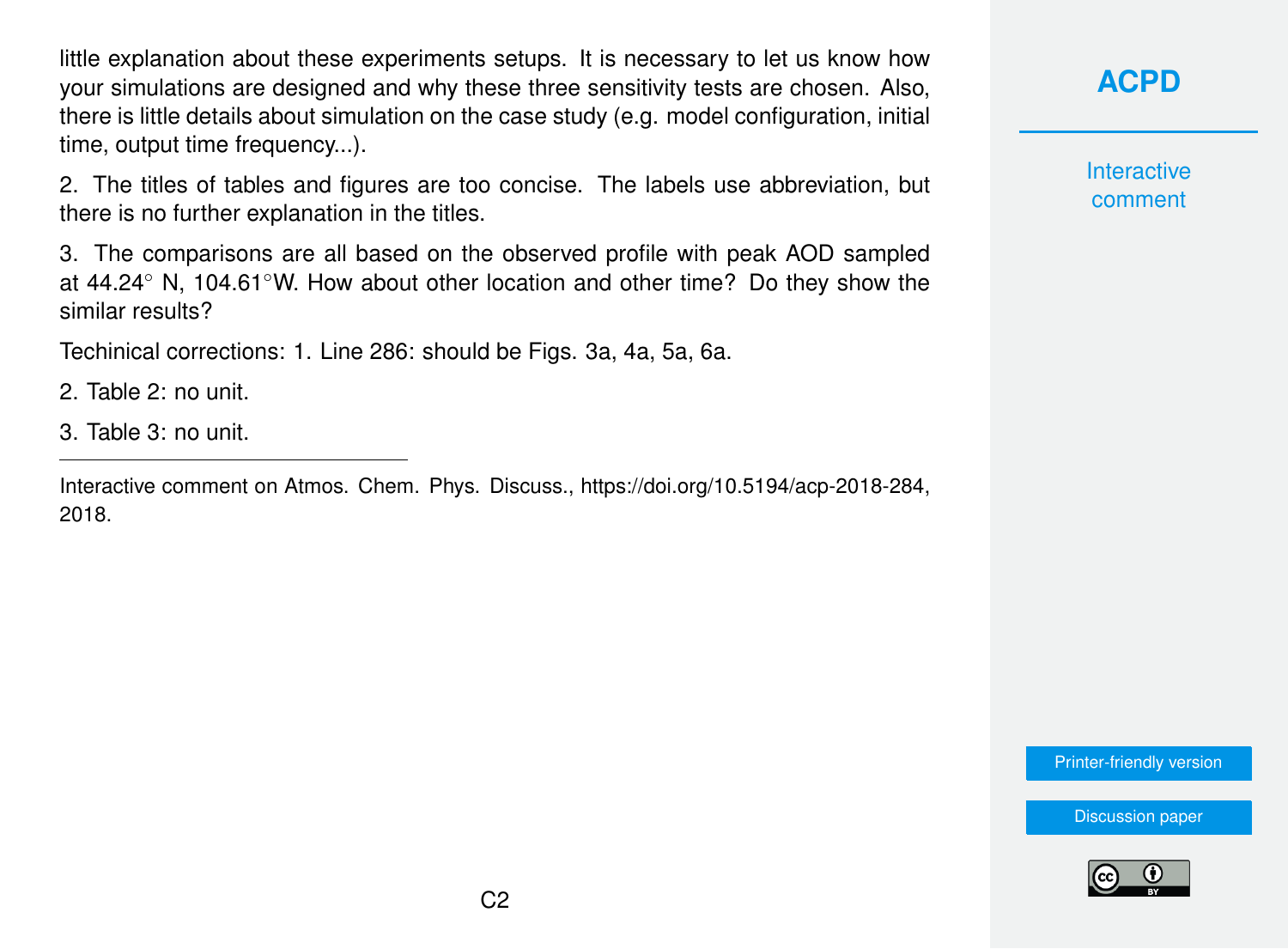little explanation about these experiments setups. It is necessary to let us know how your simulations are designed and why these three sensitivity tests are chosen. Also, there is little details about simulation on the case study (e.g. model configuration, initial time, output time frequency...).

2. The titles of tables and figures are too concise. The labels use abbreviation, but there is no further explanation in the titles.

3. The comparisons are all based on the observed profile with peak AOD sampled at 44.24° N, 104.61°W. How about other location and other time? Do they show the similar results?

Techinical corrections: 1. Line 286: should be Figs. 3a, 4a, 5a, 6a.

2. Table 2: no unit.

3. Table 3: no unit.

---

Interactive comment on Atmos. Chem. Phys. Discuss., https://doi.org/10.5194/acp-2018-284, 2018.